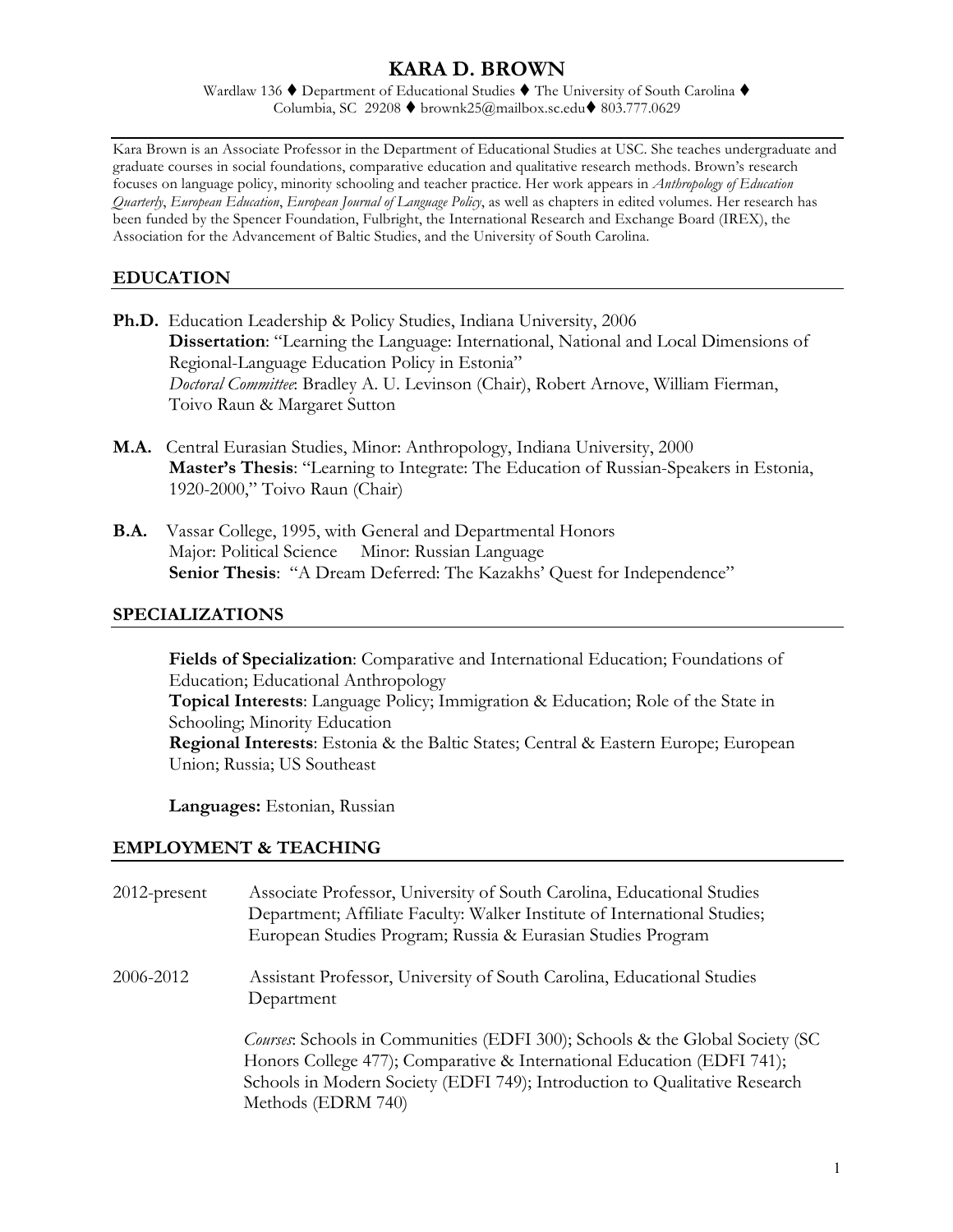# KARA D. BROWN

Wardlaw 136 ♦ Department of Educational Studies ♦ The University of South Carolina ♦ Columbia, SC 29208 ♦ brownk25@mailbox.sc.edu♦ 803.777.0629

Kara Brown is an Associate Professor in the Department of Educational Studies at USC. She teaches undergraduate and graduate courses in social foundations, comparative education and qualitative research methods. Brown's research focuses on language policy, minority schooling and teacher practice. Her work appears in *Anthropology of Education Quarterly*, *European Education*, *European Journal of Language Policy*, as well as chapters in edited volumes. Her research has been funded by the Spencer Foundation, Fulbright, the International Research and Exchange Board (IREX), the Association for the Advancement of Baltic Studies, and the University of South Carolina.

## EDUCATION

**Ph.D.** Education Leadership & Policy Studies, Indiana University, 2006
**Dissertation**: "Learning the Language: International, National and Local Dimensions of Regional-Language Education Policy in Estonia"
*Doctoral Committee*: Bradley A. U. Levinson (Chair), Robert Arnove, William Fierman, Toivo Raun & Margaret Sutton

**M.A.** Central Eurasian Studies, Minor: Anthropology, Indiana University, 2000
**Master's Thesis**: "Learning to Integrate: The Education of Russian-Speakers in Estonia, 1920-2000," Toivo Raun (Chair)

**B.A.** Vassar College, 1995, with General and Departmental Honors
Major: Political Science Minor: Russian Language
**Senior Thesis**: "A Dream Deferred: The Kazakhs' Quest for Independence"

## SPECIALIZATIONS

**Fields of Specialization**: Comparative and International Education; Foundations of Education; Educational Anthropology
**Topical Interests**: Language Policy; Immigration & Education; Role of the State in Schooling; Minority Education
**Regional Interests**: Estonia & the Baltic States; Central & Eastern Europe; European Union; Russia; US Southeast

**Languages:** Estonian, Russian

## EMPLOYMENT & TEACHING

2012-present Associate Professor, University of South Carolina, Educational Studies Department; Affiliate Faculty: Walker Institute of International Studies; European Studies Program; Russia & Eurasian Studies Program

2006-2012 Assistant Professor, University of South Carolina, Educational Studies Department

*Courses*: Schools in Communities (EDFI 300); Schools & the Global Society (SC Honors College 477); Comparative & International Education (EDFI 741); Schools in Modern Society (EDFI 749); Introduction to Qualitative Research Methods (EDRM 740)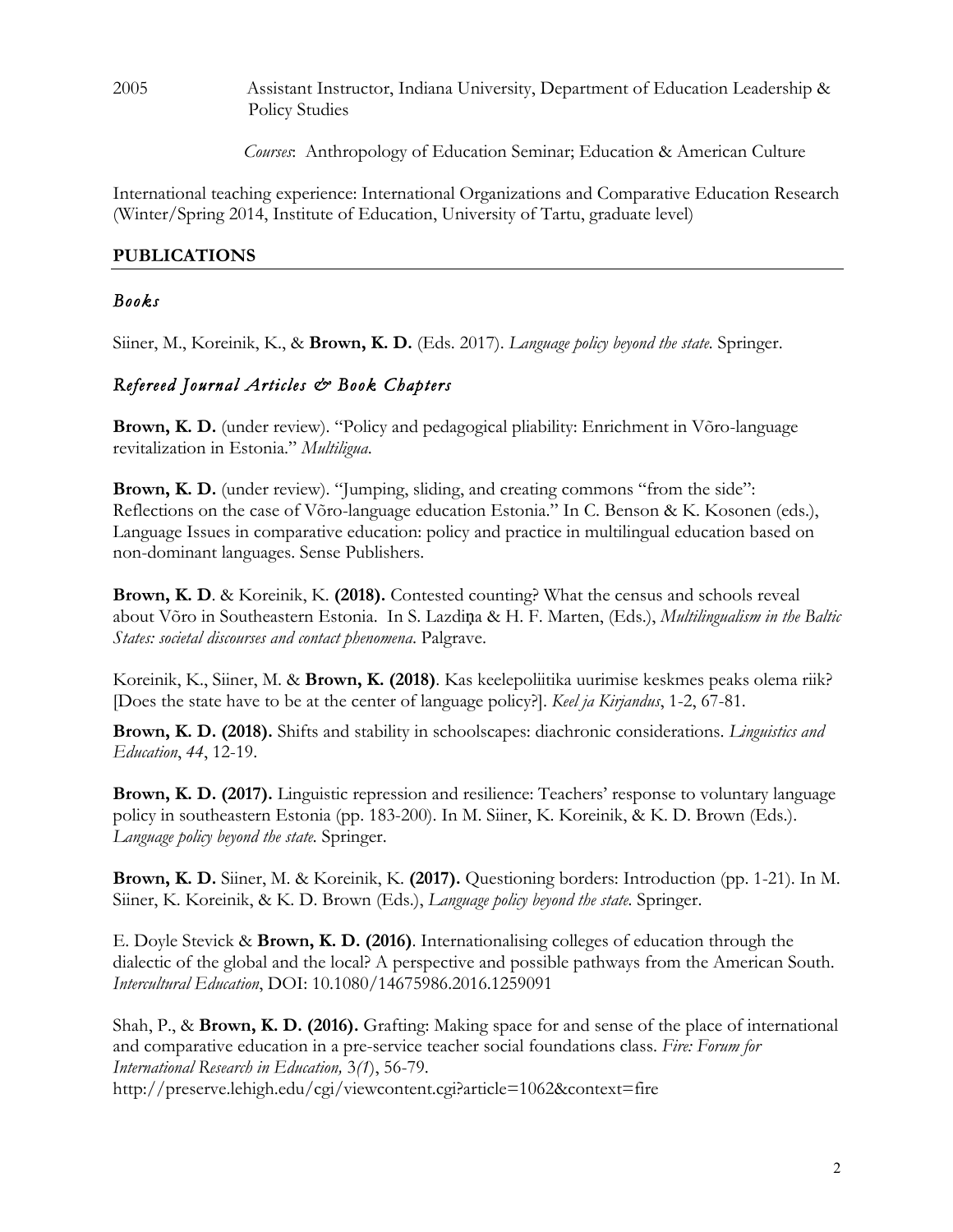2005 Assistant Instructor, Indiana University, Department of Education Leadership & Policy Studies

*Courses*: Anthropology of Education Seminar; Education & American Culture

International teaching experience: International Organizations and Comparative Education Research (Winter/Spring 2014, Institute of Education, University of Tartu, graduate level)

## PUBLICATIONS

### *Books*

Siiner, M., Koreinik, K., & **Brown, K. D.** (Eds. 2017). *Language policy beyond the state*. Springer.

### *Refereed Journal Articles & Book Chapters*

**Brown, K. D.** (under review). "Policy and pedagogical pliability: Enrichment in Võro-language revitalization in Estonia." *Multiligua*.

**Brown, K. D.** (under review). "Jumping, sliding, and creating commons "from the side": Reflections on the case of Võro-language education Estonia." In C. Benson & K. Kosonen (eds.), Language Issues in comparative education: policy and practice in multilingual education based on non-dominant languages. Sense Publishers.

**Brown, K. D**. & Koreinik, K. **(2018).** Contested counting? What the census and schools reveal about Võro in Southeastern Estonia. In S. Lazdiņa & H. F. Marten, (Eds.), *Multilingualism in the Baltic States: societal discourses and contact phenomena*. Palgrave.

Koreinik, K., Siiner, M. & **Brown, K. (2018)**. Kas keelepoliitika uurimise keskmes peaks olema riik? [Does the state have to be at the center of language policy?]. *Keel ja Kirjandus*, 1-2, 67-81.

**Brown, K. D. (2018).** Shifts and stability in schoolscapes: diachronic considerations. *Linguistics and Education*, *44*, 12-19.

**Brown, K. D. (2017).** Linguistic repression and resilience: Teachers' response to voluntary language policy in southeastern Estonia (pp. 183-200). In M. Siiner, K. Koreinik, & K. D. Brown (Eds.). *Language policy beyond the state*. Springer.

**Brown, K. D.** Siiner, M. & Koreinik, K. **(2017).** Questioning borders: Introduction (pp. 1-21). In M. Siiner, K. Koreinik, & K. D. Brown (Eds.), *Language policy beyond the state*. Springer.

E. Doyle Stevick & **Brown, K. D. (2016)**. Internationalising colleges of education through the dialectic of the global and the local? A perspective and possible pathways from the American South. *Intercultural Education*, DOI: 10.1080/14675986.2016.1259091

Shah, P., & **Brown, K. D. (2016).** Grafting: Making space for and sense of the place of international and comparative education in a pre-service teacher social foundations class. *Fire: Forum for International Research in Education,* 3*(1*), 56-79.
http://preserve.lehigh.edu/cgi/viewcontent.cgi?article=1062&context=fire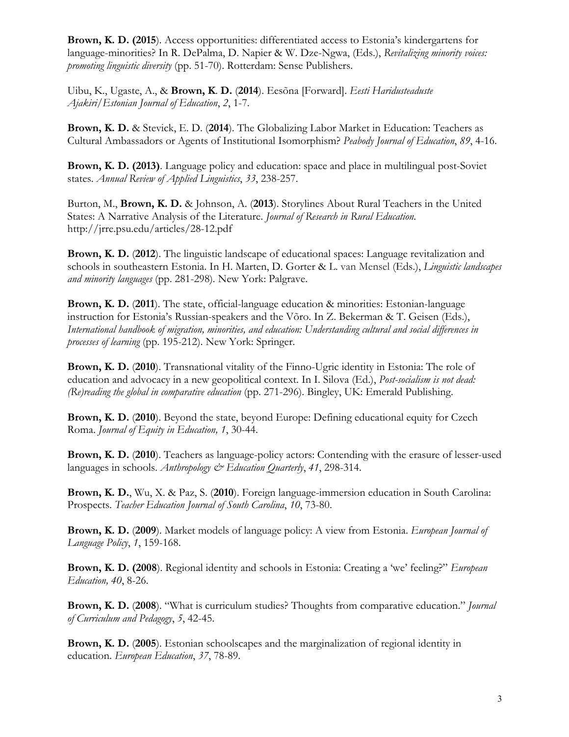**Brown, K. D. (2015**). Access opportunities: differentiated access to Estonia's kindergartens for language-minorities? In R. DePalma, D. Napier & W. Dze-Ngwa, (Eds.), *Revitalizing minority voices: promoting linguistic diversity* (pp. 51-70). Rotterdam: Sense Publishers.

Uibu, K., Ugaste, A., & **Brown, K. D.** (**2014**). Eesõna [Forward]. *Eesti Haridusteaduste Ajakiri/Estonian Journal of Education*, *2*, 1-7.

**Brown, K. D.** & Stevick, E. D. (**2014**). The Globalizing Labor Market in Education: Teachers as Cultural Ambassadors or Agents of Institutional Isomorphism? *Peabody Journal of Education*, *89*, 4-16.

**Brown, K. D. (2013)**. Language policy and education: space and place in multilingual post-Soviet states. *Annual Review of Applied Linguistics*, *33*, 238-257.

Burton, M., **Brown, K. D.** & Johnson, A. (**2013**). Storylines About Rural Teachers in the United States: A Narrative Analysis of the Literature. *Journal of Research in Rural Education.* http://jrre.psu.edu/articles/28-12.pdf

**Brown, K. D.** (**2012**). The linguistic landscape of educational spaces: Language revitalization and schools in southeastern Estonia. In H. Marten, D. Gorter & L. van Mensel (Eds.), *Linguistic landscapes and minority languages* (pp. 281-298). New York: Palgrave.

**Brown, K. D.** (**2011**). The state, official-language education & minorities: Estonian-language instruction for Estonia's Russian-speakers and the Võro. In Z. Bekerman & T. Geisen (Eds.), *International handbook of migration, minorities, and education: Understanding cultural and social differences in processes of learning* (pp. 195-212). New York: Springer.

**Brown, K. D.** (**2010**). Transnational vitality of the Finno-Ugric identity in Estonia: The role of education and advocacy in a new geopolitical context. In I. Silova (Ed.), *Post-socialism is not dead: (Re)reading the global in comparative education* (pp. 271-296). Bingley, UK: Emerald Publishing.

**Brown, K. D.** (**2010**). Beyond the state, beyond Europe: Defining educational equity for Czech Roma. *Journal of Equity in Education, 1*, 30-44.

**Brown, K. D.** (**2010**). Teachers as language-policy actors: Contending with the erasure of lesser-used languages in schools. *Anthropology & Education Quarterly*, *41*, 298-314.

**Brown, K. D.**, Wu, X. & Paz, S. (**2010**). Foreign language-immersion education in South Carolina: Prospects. *Teacher Education Journal of South Carolina*, *10*, 73-80.

**Brown, K. D.** (**2009**). Market models of language policy: A view from Estonia. *European Journal of Language Policy*, *1*, 159-168.

**Brown, K. D. (2008**). Regional identity and schools in Estonia: Creating a 'we' feeling?" *European Education, 40*, 8-26.

**Brown, K. D.** (**2008**). "What is curriculum studies? Thoughts from comparative education." *Journal of Curriculum and Pedagogy*, *5*, 42-45.

**Brown, K. D.** (**2005**). Estonian schoolscapes and the marginalization of regional identity in education. *European Education*, *37*, 78-89.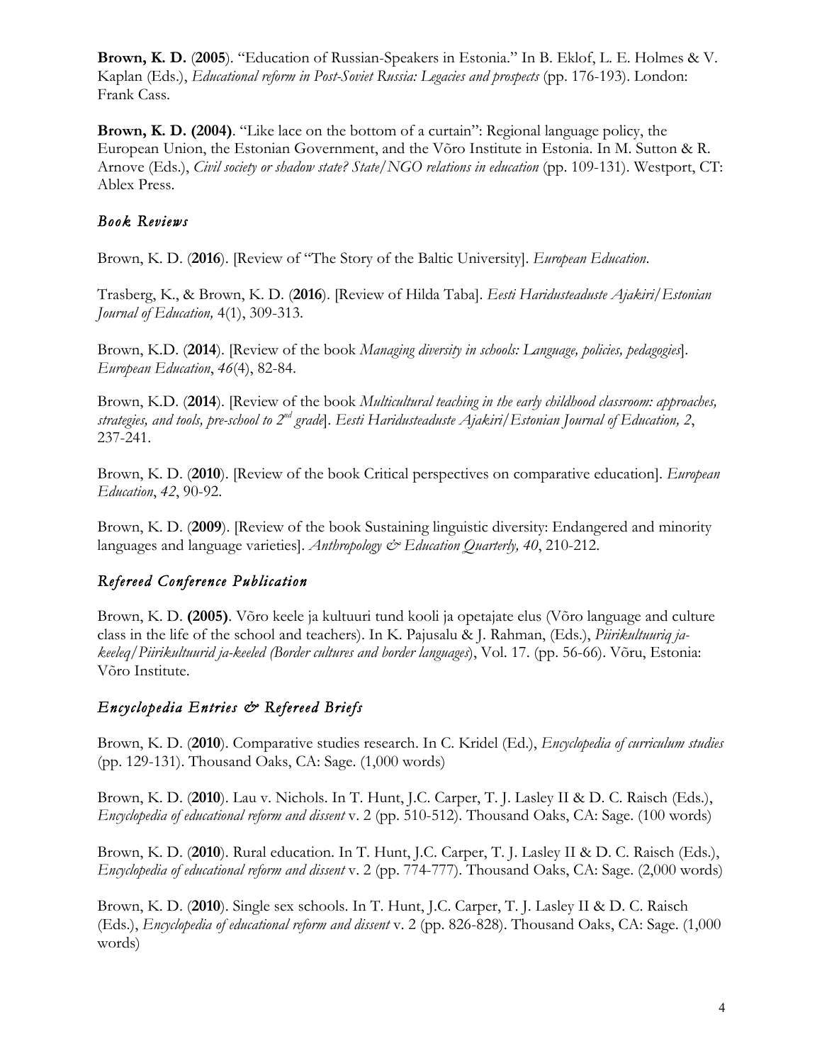**Brown, K. D.** (**2005**). "Education of Russian-Speakers in Estonia." In B. Eklof, L. E. Holmes & V. Kaplan (Eds.), *Educational reform in Post-Soviet Russia: Legacies and prospects* (pp. 176-193). London: Frank Cass.

**Brown, K. D. (2004)**. "Like lace on the bottom of a curtain": Regional language policy, the European Union, the Estonian Government, and the Võro Institute in Estonia. In M. Sutton & R. Arnove (Eds.), *Civil society or shadow state? State/NGO relations in education* (pp. 109-131). Westport, CT: Ablex Press.

### *Book Reviews*

Brown, K. D. (**2016**). [Review of "The Story of the Baltic University]. *European Education*.

Trasberg, K., & Brown, K. D. (**2016**). [Review of Hilda Taba]. *Eesti Haridusteaduste Ajakiri/Estonian Journal of Education,* 4(1), 309-313.

Brown, K.D. (**2014**). [Review of the book *Managing diversity in schools: Language, policies, pedagogies*]. *European Education*, *46*(4), 82-84.

Brown, K.D. (**2014**). [Review of the book *Multicultural teaching in the early childhood classroom: approaches, strategies, and tools, pre-school to 2nd grade*]. *Eesti Haridusteaduste Ajakiri/Estonian Journal of Education, 2*, 237-241.

Brown, K. D. (**2010**). [Review of the book Critical perspectives on comparative education]. *European Education*, *42*, 90-92.

Brown, K. D. (**2009**). [Review of the book Sustaining linguistic diversity: Endangered and minority languages and language varieties]. *Anthropology & Education Quarterly, 40*, 210-212.

### *Refereed Conference Publication*

Brown, K. D. **(2005)**. Võro keele ja kultuuri tund kooli ja opetajate elus (Võro language and culture class in the life of the school and teachers). In K. Pajusalu & J. Rahman, (Eds.), *Piirikultuuriq ja-keeleq/Piirikultuurid ja-keeled (Border cultures and border languages*), Vol. 17. (pp. 56-66). Võru, Estonia: Võro Institute.

### *Encyclopedia Entries & Refereed Briefs*

Brown, K. D. (**2010**). Comparative studies research. In C. Kridel (Ed.), *Encyclopedia of curriculum studies* (pp. 129-131). Thousand Oaks, CA: Sage. (1,000 words)

Brown, K. D. (**2010**). Lau v. Nichols. In T. Hunt, J.C. Carper, T. J. Lasley II & D. C. Raisch (Eds.), *Encyclopedia of educational reform and dissent* v. 2 (pp. 510-512). Thousand Oaks, CA: Sage. (100 words)

Brown, K. D. (**2010**). Rural education. In T. Hunt, J.C. Carper, T. J. Lasley II & D. C. Raisch (Eds.), *Encyclopedia of educational reform and dissent* v. 2 (pp. 774-777). Thousand Oaks, CA: Sage. (2,000 words)

Brown, K. D. (**2010**). Single sex schools. In T. Hunt, J.C. Carper, T. J. Lasley II & D. C. Raisch (Eds.), *Encyclopedia of educational reform and dissent* v. 2 (pp. 826-828). Thousand Oaks, CA: Sage. (1,000 words)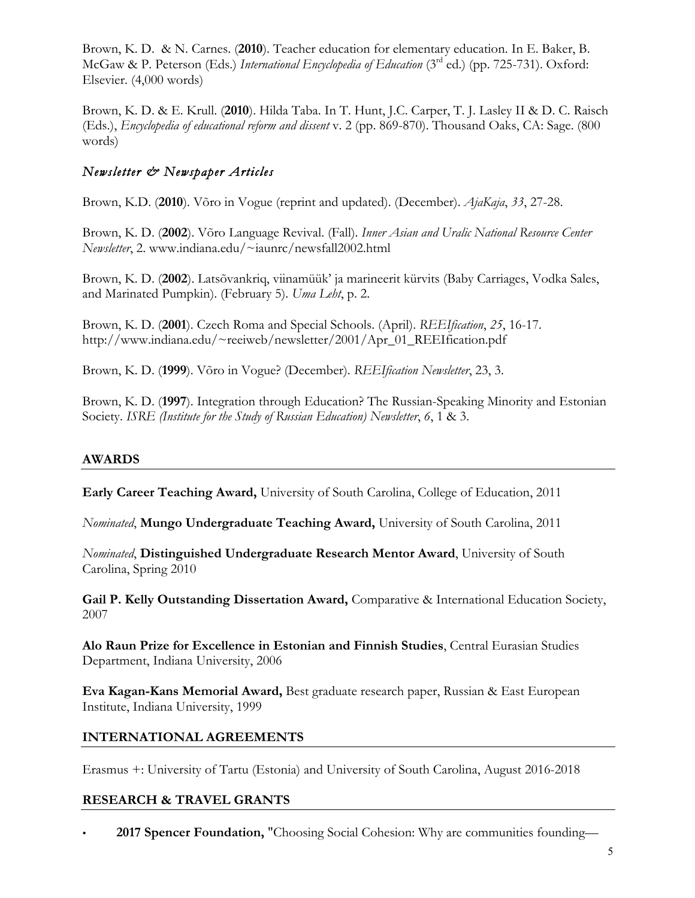Brown, K. D. & N. Carnes. (**2010**). Teacher education for elementary education. In E. Baker, B. McGaw & P. Peterson (Eds.) *International Encyclopedia of Education* (3rd ed.) (pp. 725-731). Oxford: Elsevier. (4,000 words)

Brown, K. D. & E. Krull. (**2010**). Hilda Taba. In T. Hunt, J.C. Carper, T. J. Lasley II & D. C. Raisch (Eds.), *Encyclopedia of educational reform and dissent* v. 2 (pp. 869-870). Thousand Oaks, CA: Sage. (800 words)

### *Newsletter & Newspaper Articles*

Brown, K.D. (**2010**). Võro in Vogue (reprint and updated). (December). *AjaKaja*, *33*, 27-28.

Brown, K. D. (**2002**). Võro Language Revival. (Fall). *Inner Asian and Uralic National Resource Center Newsletter*, 2. www.indiana.edu/~iaunrc/newsfall2002.html

Brown, K. D. (**2002**). Latsõvankriq, viinamüük' ja marineerit kürvits (Baby Carriages, Vodka Sales, and Marinated Pumpkin). (February 5). *Uma Leht*, p. 2.

Brown, K. D. (**2001**). Czech Roma and Special Schools. (April). *REEIfication*, *25*, 16-17. http://www.indiana.edu/~reeiweb/newsletter/2001/Apr_01_REEIfication.pdf

Brown, K. D. (**1999**). Võro in Vogue? (December). *REEIfication Newsletter*, 23, 3.

Brown, K. D. (**1997**). Integration through Education? The Russian-Speaking Minority and Estonian Society. *ISRE (Institute for the Study of Russian Education) Newsletter*, *6*, 1 & 3.

## AWARDS

**Early Career Teaching Award,** University of South Carolina, College of Education, 2011

*Nominated*, **Mungo Undergraduate Teaching Award,** University of South Carolina, 2011

*Nominated*, **Distinguished Undergraduate Research Mentor Award**, University of South Carolina, Spring 2010

**Gail P. Kelly Outstanding Dissertation Award,** Comparative & International Education Society, 2007

**Alo Raun Prize for Excellence in Estonian and Finnish Studies**, Central Eurasian Studies Department, Indiana University, 2006

**Eva Kagan-Kans Memorial Award,** Best graduate research paper, Russian & East European Institute, Indiana University, 1999

## INTERNATIONAL AGREEMENTS

Erasmus +: University of Tartu (Estonia) and University of South Carolina, August 2016-2018

## RESEARCH & TRAVEL GRANTS

- **2017 Spencer Foundation,** "Choosing Social Cohesion: Why are communities founding—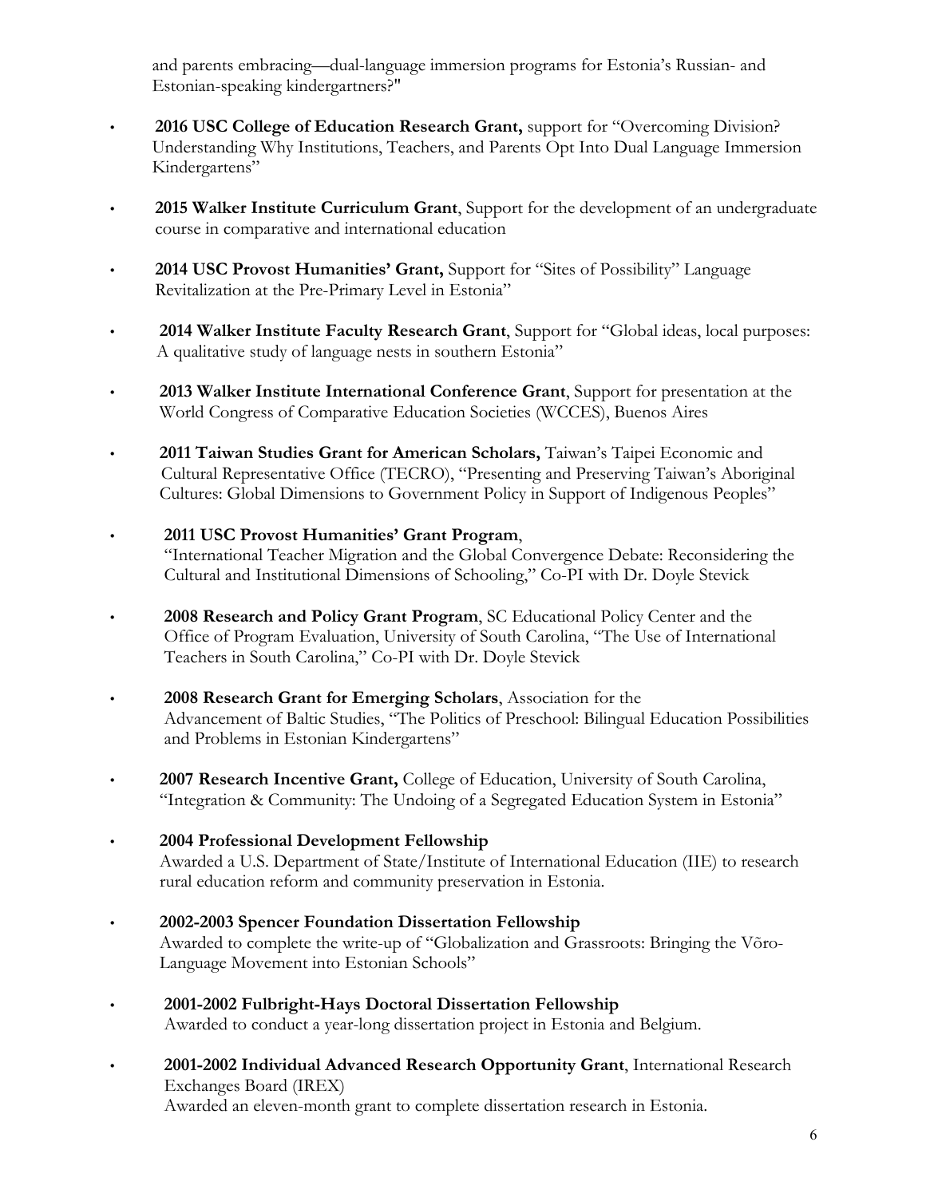and parents embracing—dual-language immersion programs for Estonia's Russian- and Estonian-speaking kindergartners?"

- **2016 USC College of Education Research Grant,** support for "Overcoming Division? Understanding Why Institutions, Teachers, and Parents Opt Into Dual Language Immersion Kindergartens"

- **2015 Walker Institute Curriculum Grant**, Support for the development of an undergraduate course in comparative and international education

- **2014 USC Provost Humanities' Grant,** Support for "Sites of Possibility" Language Revitalization at the Pre-Primary Level in Estonia"

- **2014 Walker Institute Faculty Research Grant**, Support for "Global ideas, local purposes: A qualitative study of language nests in southern Estonia"

- **2013 Walker Institute International Conference Grant**, Support for presentation at the World Congress of Comparative Education Societies (WCCES), Buenos Aires

- **2011 Taiwan Studies Grant for American Scholars,** Taiwan's Taipei Economic and Cultural Representative Office (TECRO), "Presenting and Preserving Taiwan's Aboriginal Cultures: Global Dimensions to Government Policy in Support of Indigenous Peoples"

- **2011 USC Provost Humanities' Grant Program**, "International Teacher Migration and the Global Convergence Debate: Reconsidering the Cultural and Institutional Dimensions of Schooling," Co-PI with Dr. Doyle Stevick

- **2008 Research and Policy Grant Program**, SC Educational Policy Center and the Office of Program Evaluation, University of South Carolina, "The Use of International Teachers in South Carolina," Co-PI with Dr. Doyle Stevick

- **2008 Research Grant for Emerging Scholars**, Association for the Advancement of Baltic Studies, "The Politics of Preschool: Bilingual Education Possibilities and Problems in Estonian Kindergartens"

- **2007 Research Incentive Grant,** College of Education, University of South Carolina, "Integration & Community: The Undoing of a Segregated Education System in Estonia"

- **2004 Professional Development Fellowship**
  Awarded a U.S. Department of State/Institute of International Education (IIE) to research rural education reform and community preservation in Estonia.

- **2002-2003 Spencer Foundation Dissertation Fellowship**
  Awarded to complete the write-up of "Globalization and Grassroots: Bringing the Võro-Language Movement into Estonian Schools"

- **2001-2002 Fulbright-Hays Doctoral Dissertation Fellowship**
  Awarded to conduct a year-long dissertation project in Estonia and Belgium.

- **2001-2002 Individual Advanced Research Opportunity Grant**, International Research Exchanges Board (IREX)
  Awarded an eleven-month grant to complete dissertation research in Estonia.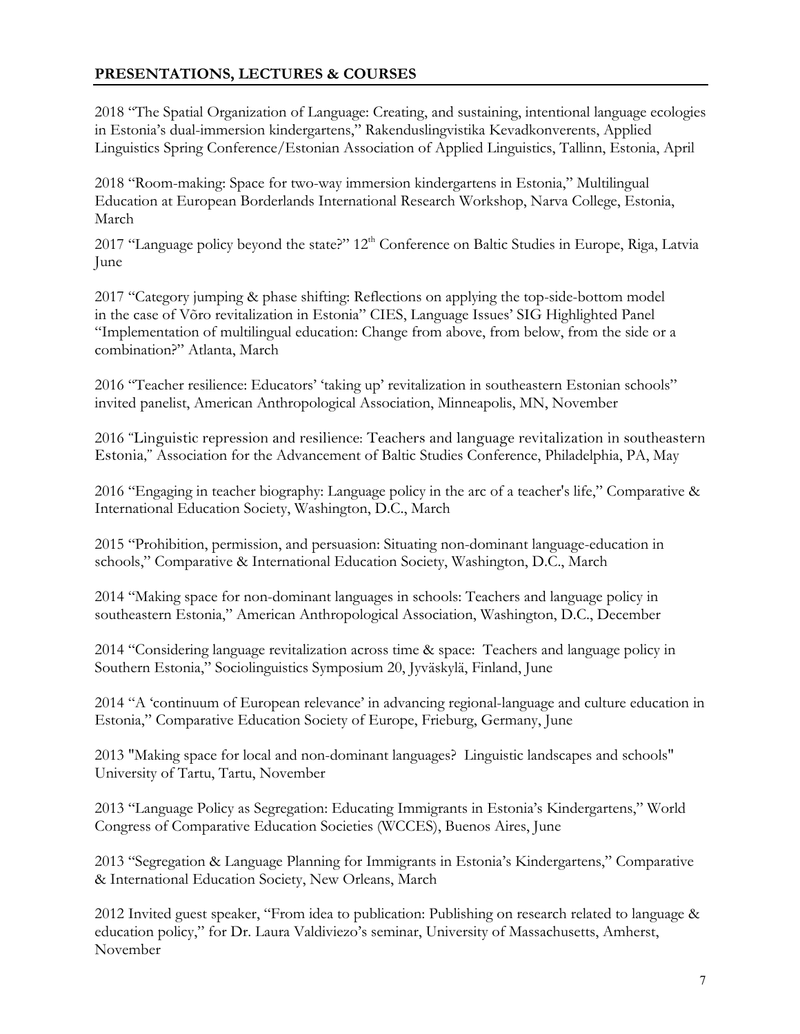## PRESENTATIONS, LECTURES & COURSES

2018 "The Spatial Organization of Language: Creating, and sustaining, intentional language ecologies in Estonia's dual-immersion kindergartens," Rakenduslingvistika Kevadkonverents, Applied Linguistics Spring Conference/Estonian Association of Applied Linguistics, Tallinn, Estonia, April

2018 "Room-making: Space for two-way immersion kindergartens in Estonia," Multilingual Education at European Borderlands International Research Workshop, Narva College, Estonia, March

2017 "Language policy beyond the state?" 12th Conference on Baltic Studies in Europe, Riga, Latvia June

2017 "Category jumping & phase shifting: Reflections on applying the top-side-bottom model in the case of Võro revitalization in Estonia" CIES, Language Issues' SIG Highlighted Panel "Implementation of multilingual education: Change from above, from below, from the side or a combination?" Atlanta, March

2016 "Teacher resilience: Educators' 'taking up' revitalization in southeastern Estonian schools" invited panelist, American Anthropological Association, Minneapolis, MN, November

2016 "Linguistic repression and resilience: Teachers and language revitalization in southeastern Estonia," Association for the Advancement of Baltic Studies Conference, Philadelphia, PA, May

2016 "Engaging in teacher biography: Language policy in the arc of a teacher's life," Comparative & International Education Society, Washington, D.C., March

2015 "Prohibition, permission, and persuasion: Situating non-dominant language-education in schools," Comparative & International Education Society, Washington, D.C., March

2014 "Making space for non-dominant languages in schools: Teachers and language policy in southeastern Estonia," American Anthropological Association, Washington, D.C., December

2014 "Considering language revitalization across time & space: Teachers and language policy in Southern Estonia," Sociolinguistics Symposium 20, Jyväskylä, Finland, June

2014 "A 'continuum of European relevance' in advancing regional-language and culture education in Estonia," Comparative Education Society of Europe, Frieburg, Germany, June

2013 "Making space for local and non-dominant languages? Linguistic landscapes and schools" University of Tartu, Tartu, November

2013 "Language Policy as Segregation: Educating Immigrants in Estonia's Kindergartens," World Congress of Comparative Education Societies (WCCES), Buenos Aires, June

2013 "Segregation & Language Planning for Immigrants in Estonia's Kindergartens," Comparative & International Education Society, New Orleans, March

2012 Invited guest speaker, "From idea to publication: Publishing on research related to language & education policy," for Dr. Laura Valdiviezo's seminar, University of Massachusetts, Amherst, November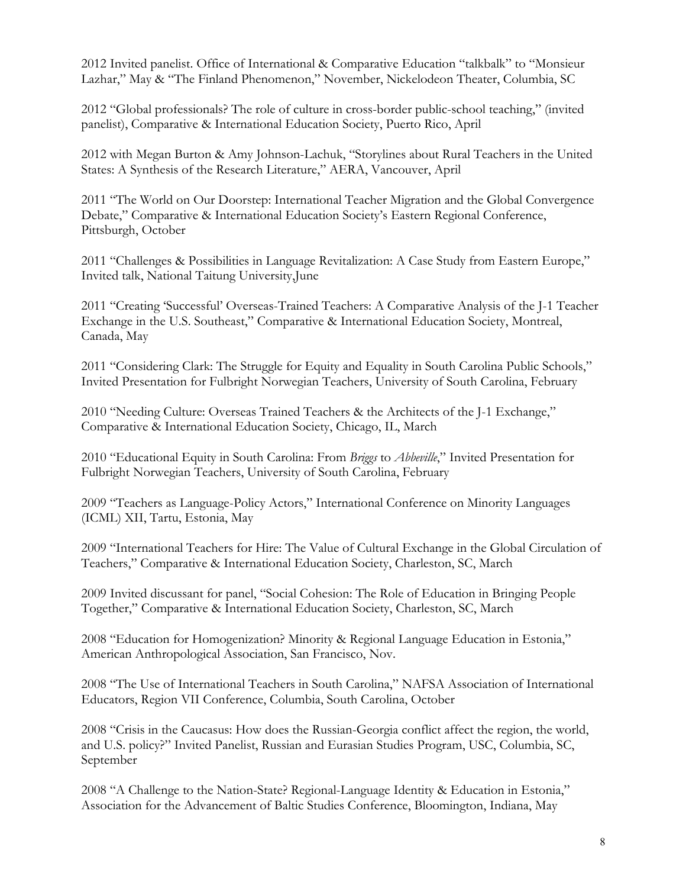2012 Invited panelist. Office of International & Comparative Education "talkbalk" to "Monsieur Lazhar," May & "The Finland Phenomenon," November, Nickelodeon Theater, Columbia, SC

2012 "Global professionals? The role of culture in cross-border public-school teaching," (invited panelist), Comparative & International Education Society, Puerto Rico, April

2012 with Megan Burton & Amy Johnson-Lachuk, "Storylines about Rural Teachers in the United States: A Synthesis of the Research Literature," AERA, Vancouver, April

2011 "The World on Our Doorstep: International Teacher Migration and the Global Convergence Debate," Comparative & International Education Society's Eastern Regional Conference, Pittsburgh, October

2011 "Challenges & Possibilities in Language Revitalization: A Case Study from Eastern Europe," Invited talk, National Taitung University,June

2011 "Creating 'Successful' Overseas-Trained Teachers: A Comparative Analysis of the J-1 Teacher Exchange in the U.S. Southeast," Comparative & International Education Society, Montreal, Canada, May

2011 "Considering Clark: The Struggle for Equity and Equality in South Carolina Public Schools," Invited Presentation for Fulbright Norwegian Teachers, University of South Carolina, February

2010 "Needing Culture: Overseas Trained Teachers & the Architects of the J-1 Exchange," Comparative & International Education Society, Chicago, IL, March

2010 "Educational Equity in South Carolina: From *Briggs* to *Abbeville*," Invited Presentation for Fulbright Norwegian Teachers, University of South Carolina, February

2009 "Teachers as Language-Policy Actors," International Conference on Minority Languages (ICML) XII, Tartu, Estonia, May

2009 "International Teachers for Hire: The Value of Cultural Exchange in the Global Circulation of Teachers," Comparative & International Education Society, Charleston, SC, March

2009 Invited discussant for panel, "Social Cohesion: The Role of Education in Bringing People Together," Comparative & International Education Society, Charleston, SC, March

2008 "Education for Homogenization? Minority & Regional Language Education in Estonia," American Anthropological Association, San Francisco, Nov.

2008 "The Use of International Teachers in South Carolina," NAFSA Association of International Educators, Region VII Conference, Columbia, South Carolina, October

2008 "Crisis in the Caucasus: How does the Russian-Georgia conflict affect the region, the world, and U.S. policy?" Invited Panelist, Russian and Eurasian Studies Program, USC, Columbia, SC, September

2008 "A Challenge to the Nation-State? Regional-Language Identity & Education in Estonia," Association for the Advancement of Baltic Studies Conference, Bloomington, Indiana, May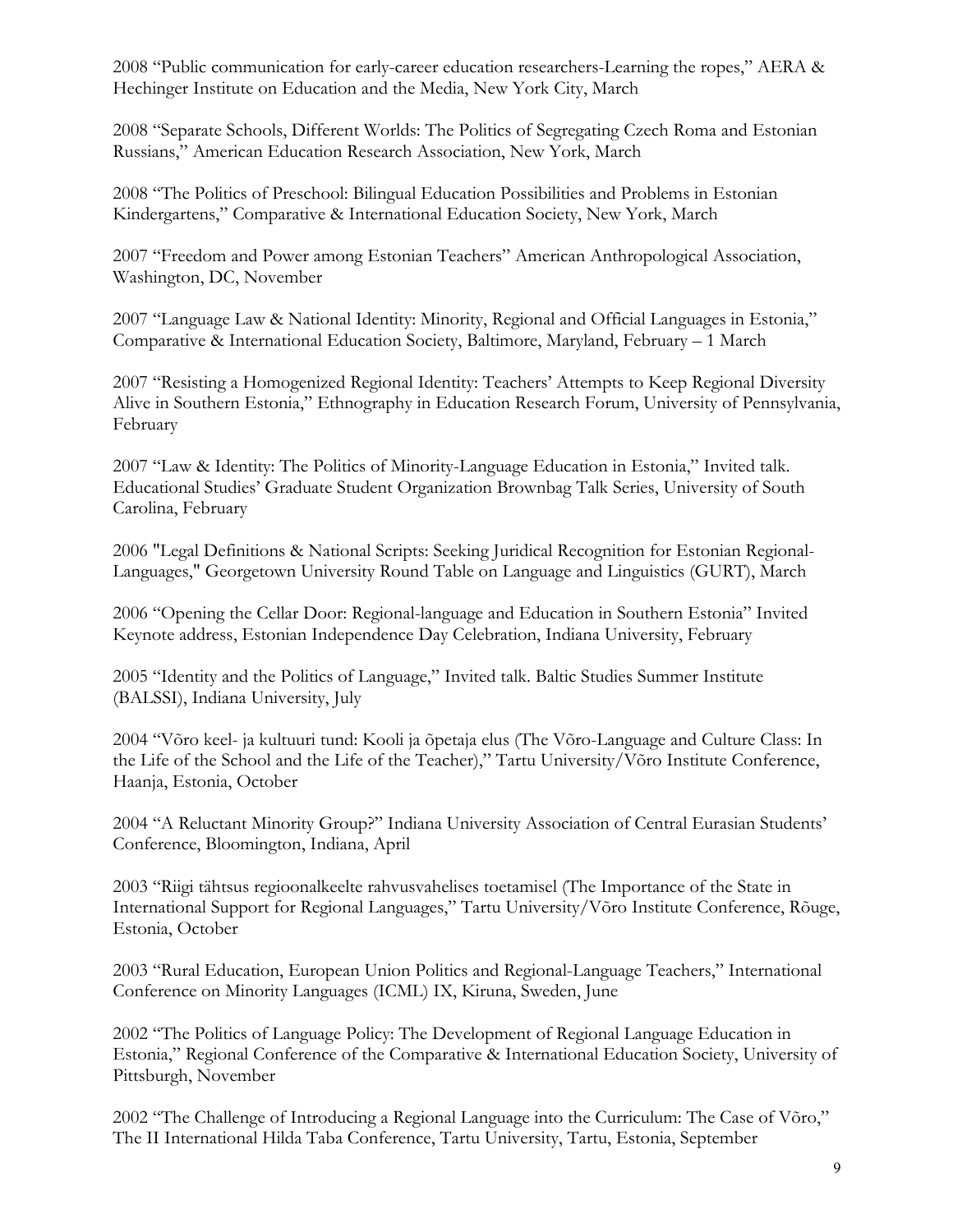2008 "Public communication for early-career education researchers-Learning the ropes," AERA & Hechinger Institute on Education and the Media, New York City, March

2008 "Separate Schools, Different Worlds: The Politics of Segregating Czech Roma and Estonian Russians," American Education Research Association, New York, March

2008 "The Politics of Preschool: Bilingual Education Possibilities and Problems in Estonian Kindergartens," Comparative & International Education Society, New York, March

2007 "Freedom and Power among Estonian Teachers" American Anthropological Association, Washington, DC, November

2007 "Language Law & National Identity: Minority, Regional and Official Languages in Estonia," Comparative & International Education Society, Baltimore, Maryland, February – 1 March

2007 "Resisting a Homogenized Regional Identity: Teachers' Attempts to Keep Regional Diversity Alive in Southern Estonia," Ethnography in Education Research Forum, University of Pennsylvania, February

2007 "Law & Identity: The Politics of Minority-Language Education in Estonia," Invited talk. Educational Studies' Graduate Student Organization Brownbag Talk Series, University of South Carolina, February

2006 "Legal Definitions & National Scripts: Seeking Juridical Recognition for Estonian Regional-Languages," Georgetown University Round Table on Language and Linguistics (GURT), March

2006 "Opening the Cellar Door: Regional-language and Education in Southern Estonia" Invited Keynote address, Estonian Independence Day Celebration, Indiana University, February

2005 "Identity and the Politics of Language," Invited talk. Baltic Studies Summer Institute (BALSSI), Indiana University, July

2004 "Võro keel- ja kultuuri tund: Kooli ja õpetaja elus (The Võro-Language and Culture Class: In the Life of the School and the Life of the Teacher)," Tartu University/Võro Institute Conference, Haanja, Estonia, October

2004 "A Reluctant Minority Group?" Indiana University Association of Central Eurasian Students' Conference, Bloomington, Indiana, April

2003 "Riigi tähtsus regioonalkeelte rahvusvahelises toetamisel (The Importance of the State in International Support for Regional Languages," Tartu University/Võro Institute Conference, Rõuge, Estonia, October

2003 "Rural Education, European Union Politics and Regional-Language Teachers," International Conference on Minority Languages (ICML) IX, Kiruna, Sweden, June

2002 "The Politics of Language Policy: The Development of Regional Language Education in Estonia," Regional Conference of the Comparative & International Education Society, University of Pittsburgh, November

2002 "The Challenge of Introducing a Regional Language into the Curriculum: The Case of Võro," The II International Hilda Taba Conference, Tartu University, Tartu, Estonia, September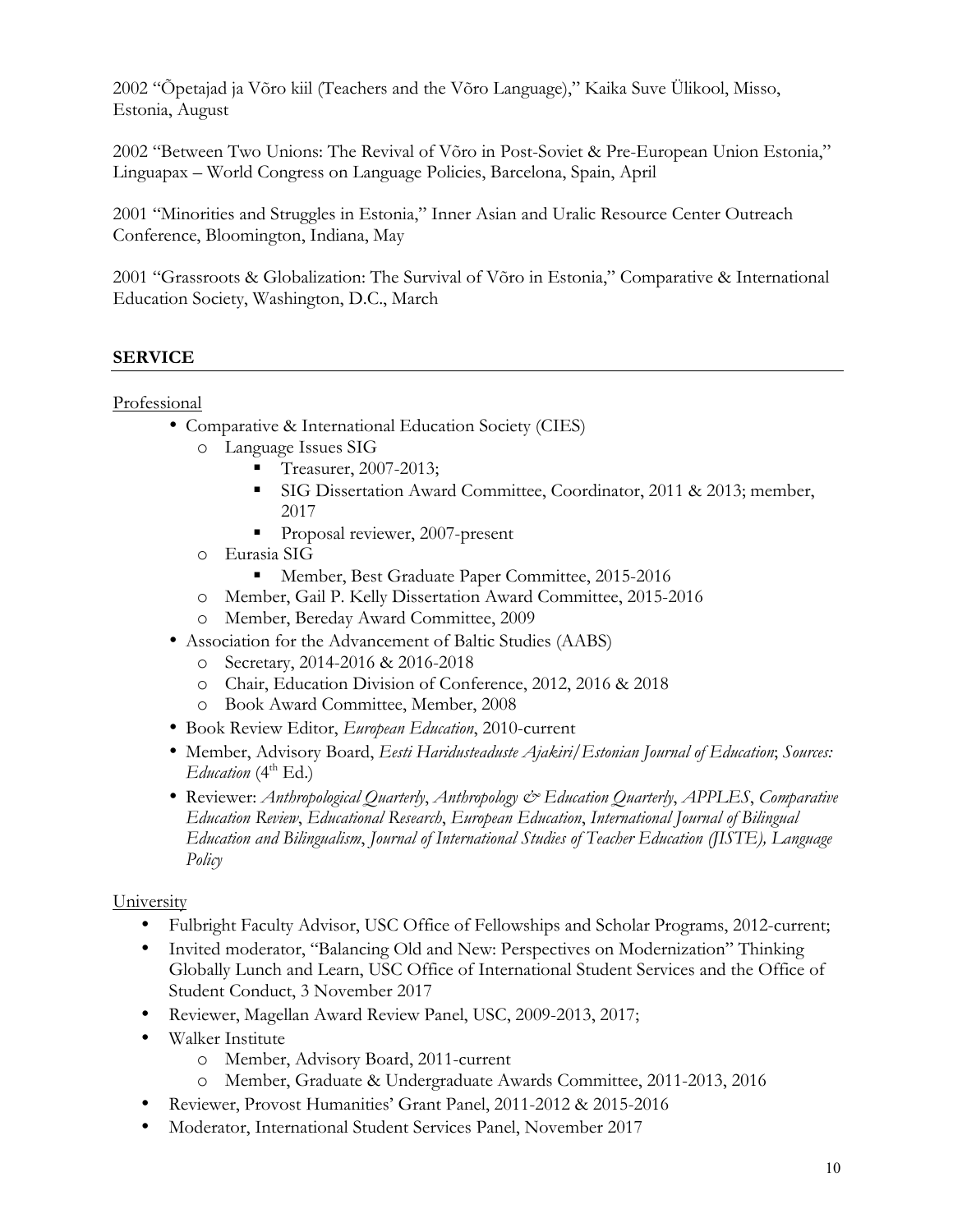2002 "Õpetajad ja Võro kiil (Teachers and the Võro Language)," Kaika Suve Ülikool, Misso, Estonia, August

2002 "Between Two Unions: The Revival of Võro in Post-Soviet & Pre-European Union Estonia," Linguapax – World Congress on Language Policies, Barcelona, Spain, April

2001 "Minorities and Struggles in Estonia," Inner Asian and Uralic Resource Center Outreach Conference, Bloomington, Indiana, May

2001 "Grassroots & Globalization: The Survival of Võro in Estonia," Comparative & International Education Society, Washington, D.C., March

## SERVICE

Professional

- Comparative & International Education Society (CIES)
  - Language Issues SIG
    - Treasurer, 2007-2013;
    - SIG Dissertation Award Committee, Coordinator, 2011 & 2013; member, 2017
    - Proposal reviewer, 2007-present
  - Eurasia SIG
    - Member, Best Graduate Paper Committee, 2015-2016
  - Member, Gail P. Kelly Dissertation Award Committee, 2015-2016
  - Member, Bereday Award Committee, 2009
- Association for the Advancement of Baltic Studies (AABS)
  - Secretary, 2014-2016 & 2016-2018
  - Chair, Education Division of Conference, 2012, 2016 & 2018
  - Book Award Committee, Member, 2008
- Book Review Editor, *European Education*, 2010-current
- Member, Advisory Board, *Eesti Haridusteaduste Ajakiri/Estonian Journal of Education*; *Sources: Education* (4th Ed.)
- Reviewer: *Anthropological Quarterly*, *Anthropology & Education Quarterly*, *APPLES*, *Comparative Education Review*, *Educational Research*, *European Education*, *International Journal of Bilingual Education and Bilingualism*, *Journal of International Studies of Teacher Education (JISTE), Language Policy*

University

- Fulbright Faculty Advisor, USC Office of Fellowships and Scholar Programs, 2012-current;
- Invited moderator, "Balancing Old and New: Perspectives on Modernization" Thinking Globally Lunch and Learn, USC Office of International Student Services and the Office of Student Conduct, 3 November 2017
- Reviewer, Magellan Award Review Panel, USC, 2009-2013, 2017;
- Walker Institute
  - Member, Advisory Board, 2011-current
  - Member, Graduate & Undergraduate Awards Committee, 2011-2013, 2016
- Reviewer, Provost Humanities' Grant Panel, 2011-2012 & 2015-2016
- Moderator, International Student Services Panel, November 2017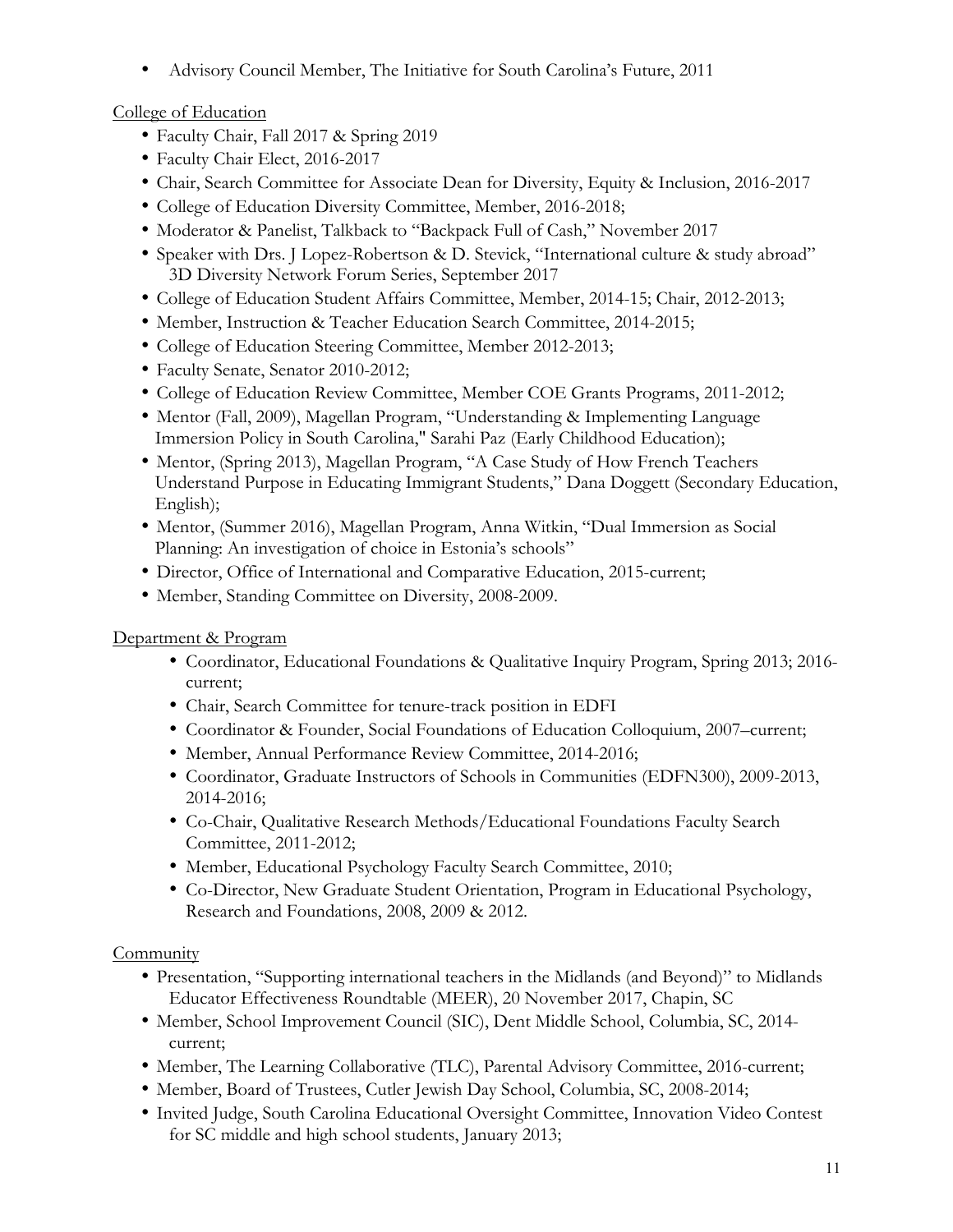- Advisory Council Member, The Initiative for South Carolina's Future, 2011

College of Education

- Faculty Chair, Fall 2017 & Spring 2019
- Faculty Chair Elect, 2016-2017
- Chair, Search Committee for Associate Dean for Diversity, Equity & Inclusion, 2016-2017
- College of Education Diversity Committee, Member, 2016-2018;
- Moderator & Panelist, Talkback to "Backpack Full of Cash," November 2017
- Speaker with Drs. J Lopez-Robertson & D. Stevick, "International culture & study abroad" 3D Diversity Network Forum Series, September 2017
- College of Education Student Affairs Committee, Member, 2014-15; Chair, 2012-2013;
- Member, Instruction & Teacher Education Search Committee, 2014-2015;
- College of Education Steering Committee, Member 2012-2013;
- Faculty Senate, Senator 2010-2012;
- College of Education Review Committee, Member COE Grants Programs, 2011-2012;
- Mentor (Fall, 2009), Magellan Program, "Understanding & Implementing Language Immersion Policy in South Carolina," Sarahi Paz (Early Childhood Education);
- Mentor, (Spring 2013), Magellan Program, "A Case Study of How French Teachers Understand Purpose in Educating Immigrant Students," Dana Doggett (Secondary Education, English);
- Mentor, (Summer 2016), Magellan Program, Anna Witkin, "Dual Immersion as Social Planning: An investigation of choice in Estonia's schools"
- Director, Office of International and Comparative Education, 2015-current;
- Member, Standing Committee on Diversity, 2008-2009.

Department & Program

- Coordinator, Educational Foundations & Qualitative Inquiry Program, Spring 2013; 2016-current;
- Chair, Search Committee for tenure-track position in EDFI
- Coordinator & Founder, Social Foundations of Education Colloquium, 2007–current;
- Member, Annual Performance Review Committee, 2014-2016;
- Coordinator, Graduate Instructors of Schools in Communities (EDFN300), 2009-2013, 2014-2016;
- Co-Chair, Qualitative Research Methods/Educational Foundations Faculty Search Committee, 2011-2012;
- Member, Educational Psychology Faculty Search Committee, 2010;
- Co-Director, New Graduate Student Orientation, Program in Educational Psychology, Research and Foundations, 2008, 2009 & 2012.

Community

- Presentation, "Supporting international teachers in the Midlands (and Beyond)" to Midlands Educator Effectiveness Roundtable (MEER), 20 November 2017, Chapin, SC
- Member, School Improvement Council (SIC), Dent Middle School, Columbia, SC, 2014-current;
- Member, The Learning Collaborative (TLC), Parental Advisory Committee, 2016-current;
- Member, Board of Trustees, Cutler Jewish Day School, Columbia, SC, 2008-2014;
- Invited Judge, South Carolina Educational Oversight Committee, Innovation Video Contest for SC middle and high school students, January 2013;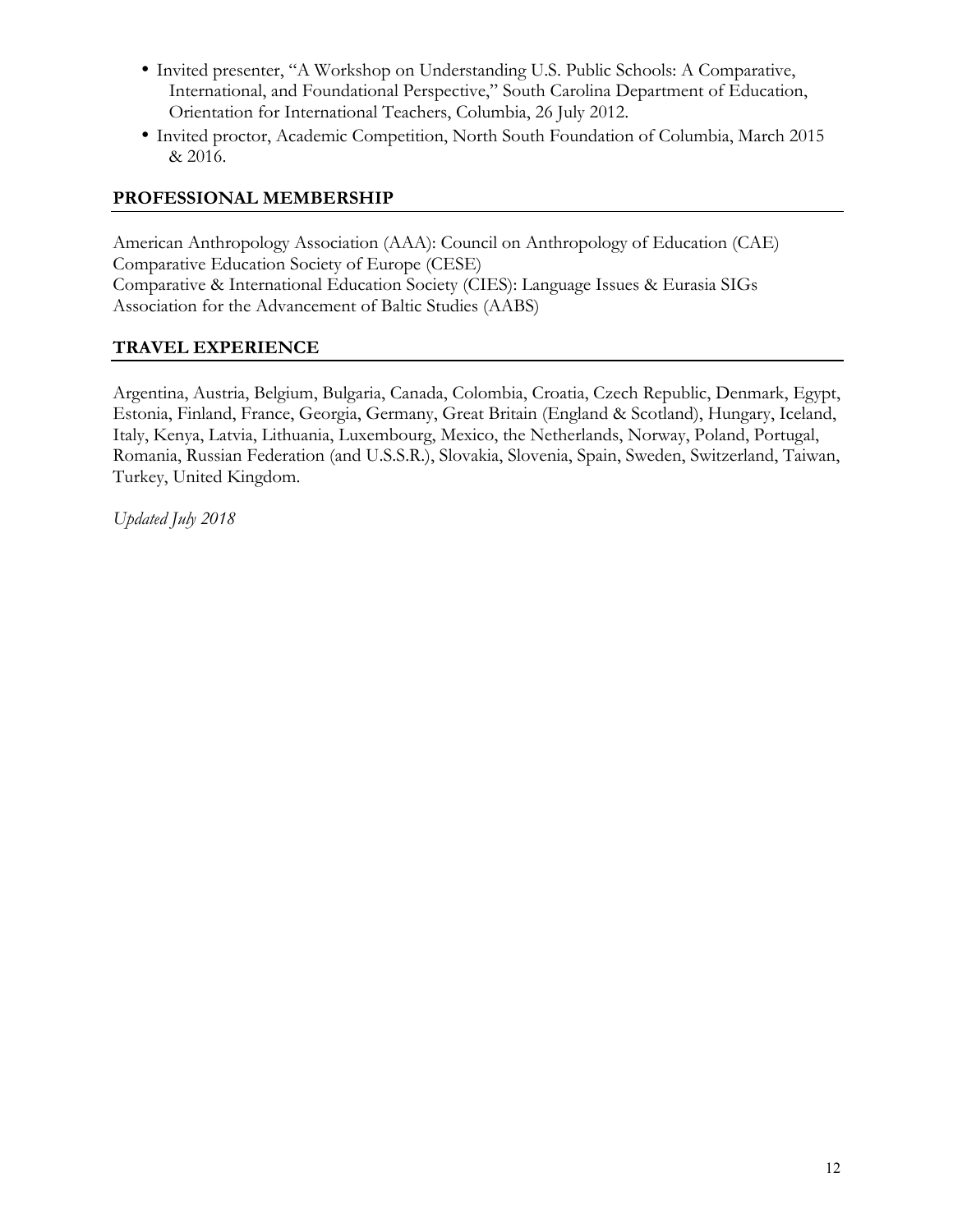- Invited presenter, "A Workshop on Understanding U.S. Public Schools: A Comparative, International, and Foundational Perspective," South Carolina Department of Education, Orientation for International Teachers, Columbia, 26 July 2012.
- Invited proctor, Academic Competition, North South Foundation of Columbia, March 2015 & 2016.

## PROFESSIONAL MEMBERSHIP

American Anthropology Association (AAA): Council on Anthropology of Education (CAE)
Comparative Education Society of Europe (CESE)
Comparative & International Education Society (CIES): Language Issues & Eurasia SIGs
Association for the Advancement of Baltic Studies (AABS)

## TRAVEL EXPERIENCE

Argentina, Austria, Belgium, Bulgaria, Canada, Colombia, Croatia, Czech Republic, Denmark, Egypt, Estonia, Finland, France, Georgia, Germany, Great Britain (England & Scotland), Hungary, Iceland, Italy, Kenya, Latvia, Lithuania, Luxembourg, Mexico, the Netherlands, Norway, Poland, Portugal, Romania, Russian Federation (and U.S.S.R.), Slovakia, Slovenia, Spain, Sweden, Switzerland, Taiwan, Turkey, United Kingdom.

*Updated July 2018*